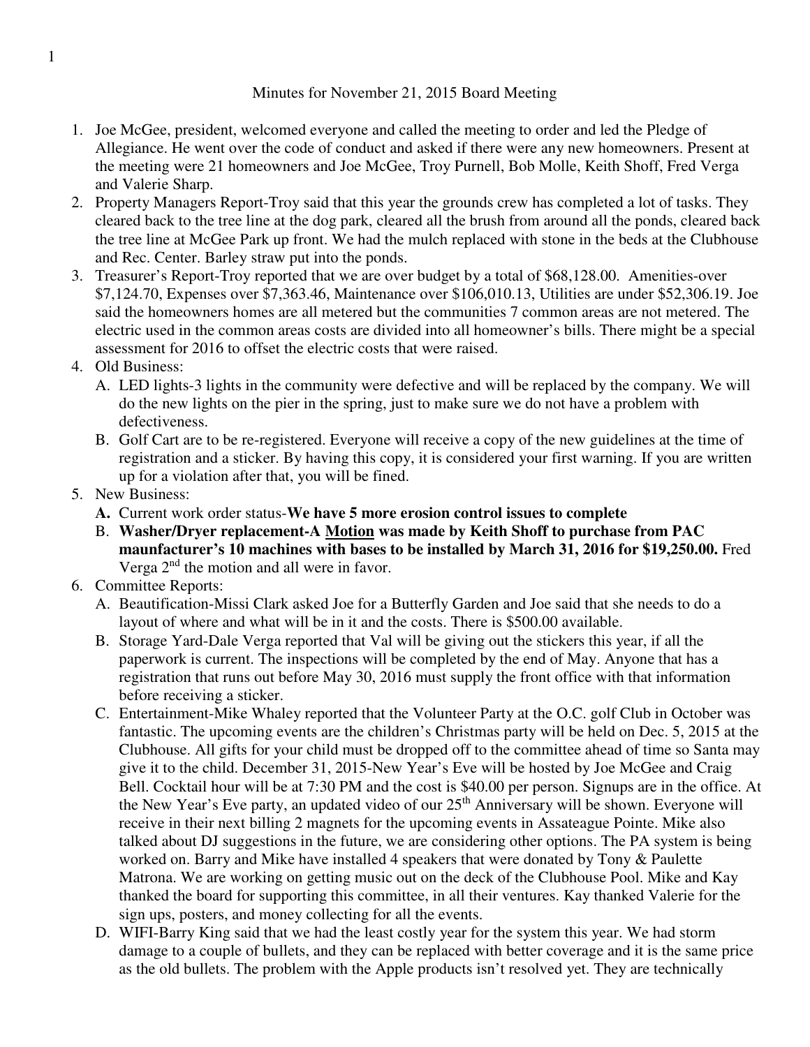Minutes for November 21, 2015 Board Meeting

1. Joe McGee, president, welcomed everyone and called the meeting to order and led the Pledge of Allegiance. He went over the code of conduct and asked if there were any new homeowners. Present at the meeting were 21 homeowners and Joe McGee, Troy Purnell, Bob Molle, Keith Shoff, Fred Verga and Valerie Sharp.
2. Property Managers Report-Troy said that this year the grounds crew has completed a lot of tasks. They cleared back to the tree line at the dog park, cleared all the brush from around all the ponds, cleared back the tree line at McGee Park up front. We had the mulch replaced with stone in the beds at the Clubhouse and Rec. Center. Barley straw put into the ponds.
3. Treasurer's Report-Troy reported that we are over budget by a total of $68,128.00. Amenities-over $7,124.70, Expenses over $7,363.46, Maintenance over $106,010.13, Utilities are under $52,306.19. Joe said the homeowners homes are all metered but the communities 7 common areas are not metered. The electric used in the common areas costs are divided into all homeowner's bills. There might be a special assessment for 2016 to offset the electric costs that were raised.
4. Old Business:
   A. LED lights-3 lights in the community were defective and will be replaced by the company. We will do the new lights on the pier in the spring, just to make sure we do not have a problem with defectiveness.
   B. Golf Cart are to be re-registered. Everyone will receive a copy of the new guidelines at the time of registration and a sticker. By having this copy, it is considered your first warning. If you are written up for a violation after that, you will be fined.
5. New Business:
   **A.** Current work order status-**We have 5 more erosion control issues to complete**
   B. **Washer/Dryer replacement-A <u>Motion</u> was made by Keith Shoff to purchase from PAC maunfacturer's 10 machines with bases to be installed by March 31, 2016 for $19,250.00.** Fred Verga 2nd the motion and all were in favor.
6. Committee Reports:
   A. Beautification-Missi Clark asked Joe for a Butterfly Garden and Joe said that she needs to do a layout of where and what will be in it and the costs. There is $500.00 available.
   B. Storage Yard-Dale Verga reported that Val will be giving out the stickers this year, if all the paperwork is current. The inspections will be completed by the end of May. Anyone that has a registration that runs out before May 30, 2016 must supply the front office with that information before receiving a sticker.
   C. Entertainment-Mike Whaley reported that the Volunteer Party at the O.C. golf Club in October was fantastic. The upcoming events are the children's Christmas party will be held on Dec. 5, 2015 at the Clubhouse. All gifts for your child must be dropped off to the committee ahead of time so Santa may give it to the child. December 31, 2015-New Year's Eve will be hosted by Joe McGee and Craig Bell. Cocktail hour will be at 7:30 PM and the cost is $40.00 per person. Signups are in the office. At the New Year's Eve party, an updated video of our 25th Anniversary will be shown. Everyone will receive in their next billing 2 magnets for the upcoming events in Assateague Pointe. Mike also talked about DJ suggestions in the future, we are considering other options. The PA system is being worked on. Barry and Mike have installed 4 speakers that were donated by Tony & Paulette Matrona. We are working on getting music out on the deck of the Clubhouse Pool. Mike and Kay thanked the board for supporting this committee, in all their ventures. Kay thanked Valerie for the sign ups, posters, and money collecting for all the events.
   D. WIFI-Barry King said that we had the least costly year for the system this year. We had storm damage to a couple of bullets, and they can be replaced with better coverage and it is the same price as the old bullets. The problem with the Apple products isn't resolved yet. They are technically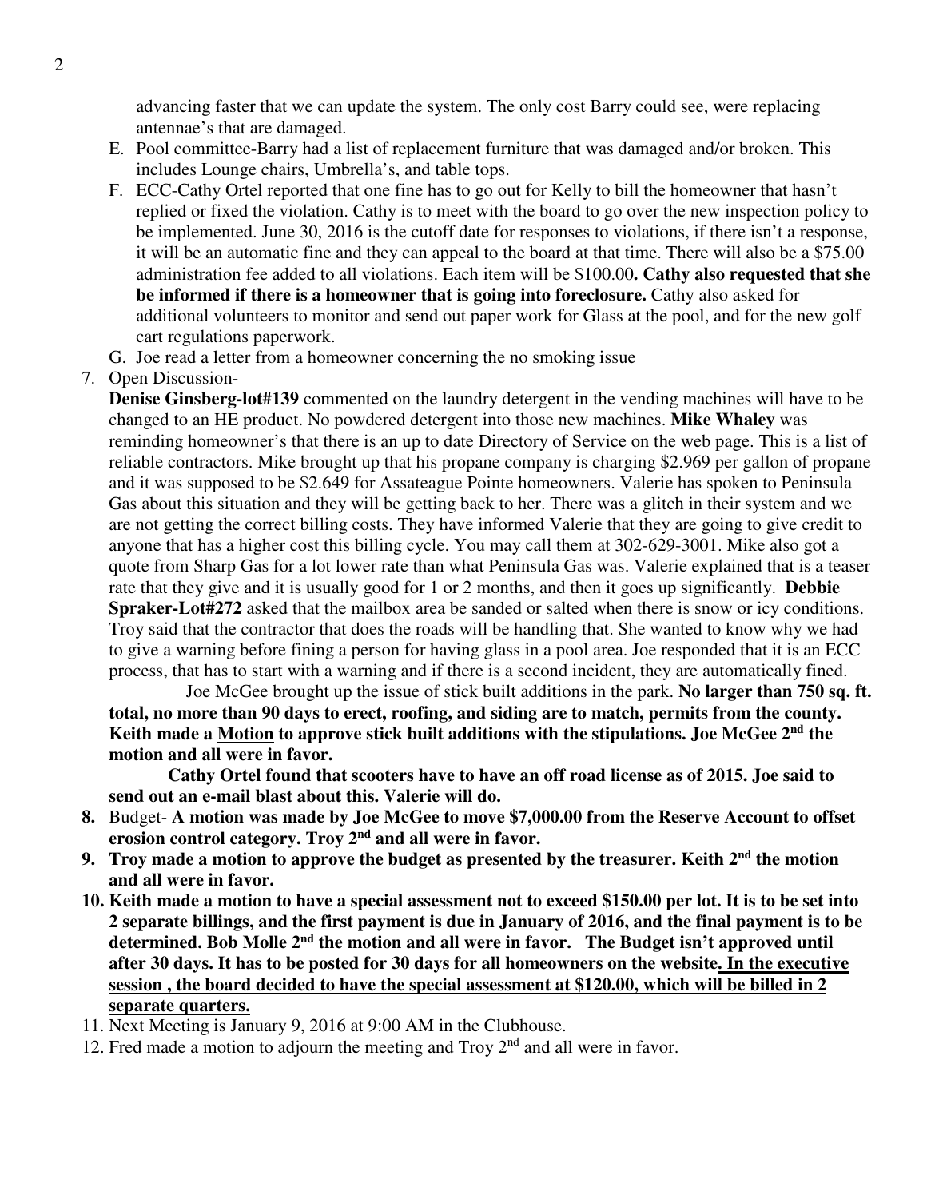advancing faster that we can update the system. The only cost Barry could see, were replacing antennae's that are damaged.

E. Pool committee-Barry had a list of replacement furniture that was damaged and/or broken. This includes Lounge chairs, Umbrella's, and table tops.
F. ECC-Cathy Ortel reported that one fine has to go out for Kelly to bill the homeowner that hasn't replied or fixed the violation. Cathy is to meet with the board to go over the new inspection policy to be implemented. June 30, 2016 is the cutoff date for responses to violations, if there isn't a response, it will be an automatic fine and they can appeal to the board at that time. There will also be a $75.00 administration fee added to all violations. Each item will be $100.00**. Cathy also requested that she be informed if there is a homeowner that is going into foreclosure.** Cathy also asked for additional volunteers to monitor and send out paper work for Glass at the pool, and for the new golf cart regulations paperwork.
G. Joe read a letter from a homeowner concerning the no smoking issue

7. Open Discussion-

**Denise Ginsberg-lot#139** commented on the laundry detergent in the vending machines will have to be changed to an HE product. No powdered detergent into those new machines. **Mike Whaley** was reminding homeowner's that there is an up to date Directory of Service on the web page. This is a list of reliable contractors. Mike brought up that his propane company is charging $2.969 per gallon of propane and it was supposed to be $2.649 for Assateague Pointe homeowners. Valerie has spoken to Peninsula Gas about this situation and they will be getting back to her. There was a glitch in their system and we are not getting the correct billing costs. They have informed Valerie that they are going to give credit to anyone that has a higher cost this billing cycle. You may call them at 302-629-3001. Mike also got a quote from Sharp Gas for a lot lower rate than what Peninsula Gas was. Valerie explained that is a teaser rate that they give and it is usually good for 1 or 2 months, and then it goes up significantly. **Debbie Spraker-Lot#272** asked that the mailbox area be sanded or salted when there is snow or icy conditions. Troy said that the contractor that does the roads will be handling that. She wanted to know why we had to give a warning before fining a person for having glass in a pool area. Joe responded that it is an ECC process, that has to start with a warning and if there is a second incident, they are automatically fined.

Joe McGee brought up the issue of stick built additions in the park. **No larger than 750 sq. ft. total, no more than 90 days to erect, roofing, and siding are to match, permits from the county. Keith made a <u>Motion</u> to approve stick built additions with the stipulations. Joe McGee 2nd the motion and all were in favor.**

**Cathy Ortel found that scooters have to have an off road license as of 2015. Joe said to send out an e-mail blast about this. Valerie will do.**

8. Budget- **A motion was made by Joe McGee to move $7,000.00 from the Reserve Account to offset erosion control category. Troy 2nd and all were in favor.**
9. **Troy made a motion to approve the budget as presented by the treasurer. Keith 2nd the motion and all were in favor.**
10. **Keith made a motion to have a special assessment not to exceed $150.00 per lot. It is to be set into 2 separate billings, and the first payment is due in January of 2016, and the final payment is to be determined. Bob Molle 2nd the motion and all were in favor. The Budget isn't approved until after 30 days. It has to be posted for 30 days for all homeowners on the website<u>. In the executive session , the board decided to have the special assessment at $120.00, which will be billed in 2 separate quarters.</u>**
11. Next Meeting is January 9, 2016 at 9:00 AM in the Clubhouse.
12. Fred made a motion to adjourn the meeting and Troy 2nd and all were in favor.